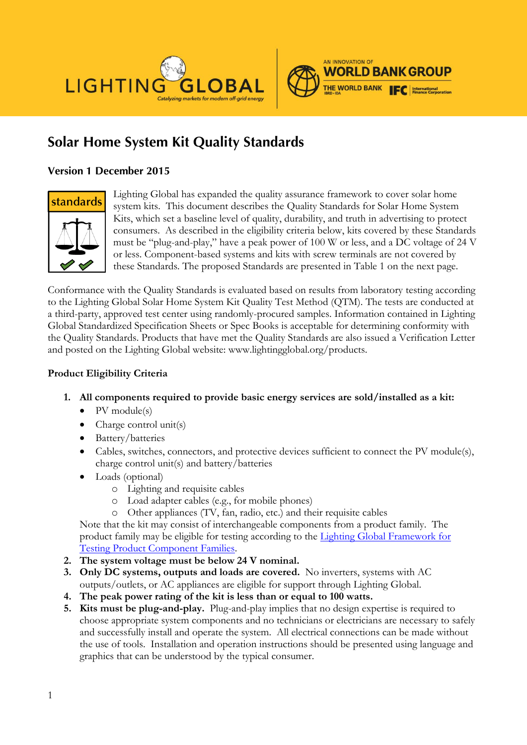# Solar Home System Kit Quality Standards

### Version 1 December 2015

Lighting Global has expanded the quality assurance framework to cover solar home system kits. This document describes the Quality Standards for Solar Home System Kits, which set a baseline level of quality, durability, and truth in advertising to protect consumers. As described in the eligibility criteria below, kits covered by these Standards must be "plug-and-play," have a peak power of 100 W or less, and a DC voltage of 24 V or less. Component-based systems and kits with screw terminals are not covered by these Standards. The proposed Standards are presented in Table 1 on the next page.

Conformance with the Quality Standards is evaluated based on results from laboratory testing according to the Lighting Global Solar Home System Kit Quality Test Method (QTM). The tests are conducted at a third-party, approved test center using randomly-procured samples. Information contained in Lighting Global Standardized Specification Sheets or Spec Books is acceptable for determining conformity with the Quality Standards. Products that have met the Quality Standards are also issued a Verification Letter and posted on the Lighting Global website: www.lightingglobal.org/products.

### Product Eligibility Criteria

1. **All components required to provide basic energy services are sold/installed as a kit:**
   - PV module(s)
   - Charge control unit(s)
   - Battery/batteries
   - Cables, switches, connectors, and protective devices sufficient to connect the PV module(s), charge control unit(s) and battery/batteries
   - Loads (optional)
     - Lighting and requisite cables
     - Load adapter cables (e.g., for mobile phones)
     - Other appliances (TV, fan, radio, etc.) and their requisite cables

   Note that the kit may consist of interchangeable components from a product family. The product family may be eligible for testing according to the Lighting Global Framework for Testing Product Component Families.
2. **The system voltage must be below 24 V nominal.**
3. **Only DC systems, outputs and loads are covered.** No inverters, systems with AC outputs/outlets, or AC appliances are eligible for support through Lighting Global.
4. **The peak power rating of the kit is less than or equal to 100 watts.**
5. **Kits must be plug-and-play.** Plug-and-play implies that no design expertise is required to choose appropriate system components and no technicians or electricians are necessary to safely and successfully install and operate the system. All electrical connections can be made without the use of tools. Installation and operation instructions should be presented using language and graphics that can be understood by the typical consumer.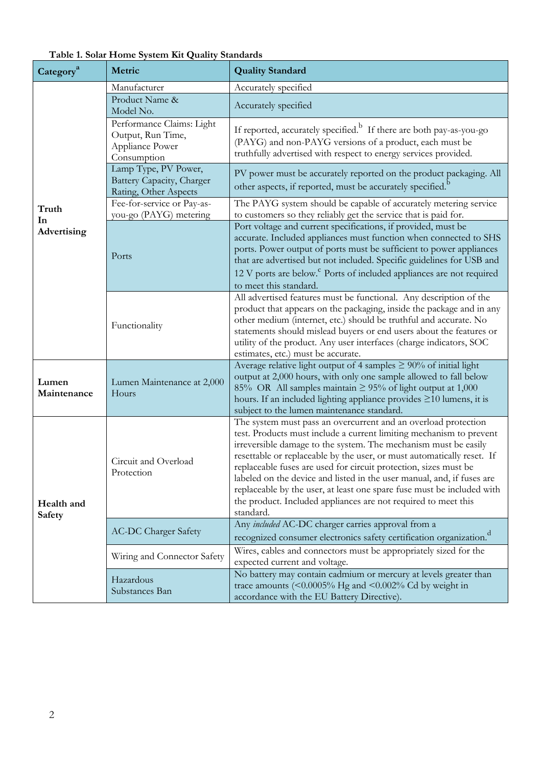**Table 1. Solar Home System Kit Quality Standards**

| Category[a] | Metric | Quality Standard |
|---|---|---|
| Truth In Advertising | Manufacturer | Accurately specified |
| | Product Name & Model No. | Accurately specified |
| | Performance Claims: Light Output, Run Time, Appliance Power Consumption | If reported, accurately specified.[b] If there are both pay-as-you-go (PAYG) and non-PAYG versions of a product, each must be truthfully advertised with respect to energy services provided. |
| | Lamp Type, PV Power, Battery Capacity, Charger Rating, Other Aspects | PV power must be accurately reported on the product packaging. All other aspects, if reported, must be accurately specified.[b] |
| | Fee-for-service or Pay-as-you-go (PAYG) metering | The PAYG system should be capable of accurately metering service to customers so they reliably get the service that is paid for. |
| | Ports | Port voltage and current specifications, if provided, must be accurate. Included appliances must function when connected to SHS ports. Power output of ports must be sufficient to power appliances that are advertised but not included. Specific guidelines for USB and 12 V ports are below.[c] Ports of included appliances are not required to meet this standard. |
| | Functionality | All advertised features must be functional. Any description of the product that appears on the packaging, inside the package and in any other medium (internet, etc.) should be truthful and accurate. No statements should mislead buyers or end users about the features or utility of the product. Any user interfaces (charge indicators, SOC estimates, etc.) must be accurate. |
| Lumen Maintenance | Lumen Maintenance at 2,000 Hours | Average relative light output of 4 samples ≥ 90% of initial light output at 2,000 hours, with only one sample allowed to fall below 85% OR All samples maintain ≥ 95% of light output at 1,000 hours. If an included lighting appliance provides ≥10 lumens, it is subject to the lumen maintenance standard. |
| Health and Safety | Circuit and Overload Protection | The system must pass an overcurrent and an overload protection test. Products must include a current limiting mechanism to prevent irreversible damage to the system. The mechanism must be easily resettable or replaceable by the user, or must automatically reset. If replaceable fuses are used for circuit protection, sizes must be labeled on the device and listed in the user manual, and, if fuses are replaceable by the user, at least one spare fuse must be included with the product. Included appliances are not required to meet this standard. |
| | AC-DC Charger Safety | Any *included* AC-DC charger carries approval from a recognized consumer electronics safety certification organization.[d] |
| | Wiring and Connector Safety | Wires, cables and connectors must be appropriately sized for the expected current and voltage. |
| | Hazardous Substances Ban | No battery may contain cadmium or mercury at levels greater than trace amounts (<0.0005% Hg and <0.002% Cd by weight in accordance with the EU Battery Directive). |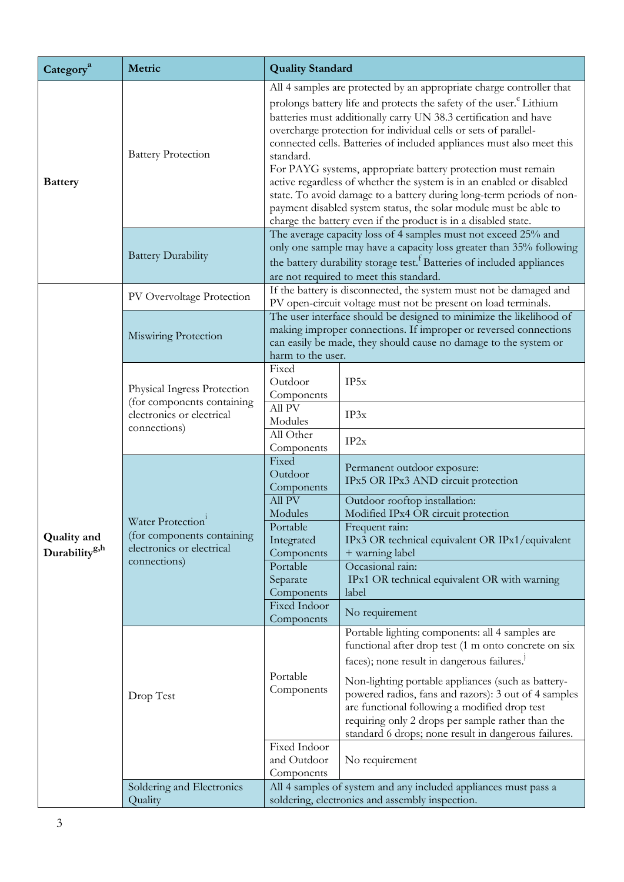| Category[a] | Metric | Quality Standard | |
|---|---|---|---|
| **Battery** | Battery Protection | All 4 samples are protected by an appropriate charge controller that prolongs battery life and protects the safety of the user.[e] Lithium batteries must additionally carry UN 38.3 certification and have overcharge protection for individual cells or sets of parallel-connected cells. Batteries of included appliances must also meet this standard. For PAYG systems, appropriate battery protection must remain active regardless of whether the system is in an enabled or disabled state. To avoid damage to a battery during long-term periods of non-payment disabled system status, the solar module must be able to charge the battery even if the product is in a disabled state. | |
| | Battery Durability | The average capacity loss of 4 samples must not exceed 25% and only one sample may have a capacity loss greater than 35% following the battery durability storage test.[f] Batteries of included appliances are not required to meet this standard. | |
| **Quality and Durability[g,h]** | PV Overvoltage Protection | If the battery is disconnected, the system must not be damaged and PV open-circuit voltage must not be present on load terminals. | |
| | Miswiring Protection | The user interface should be designed to minimize the likelihood of making improper connections. If improper or reversed connections can easily be made, they should cause no damage to the system or harm to the user. | |
| | Physical Ingress Protection (for components containing electronics or electrical connections) | Fixed Outdoor Components | IP5x |
| | | All PV Modules | IP3x |
| | | All Other Components | IP2x |
| | Water Protection[i] (for components containing electronics or electrical connections) | Fixed Outdoor Components | Permanent outdoor exposure: IPx5 OR IPx3 AND circuit protection |
| | | All PV Modules | Outdoor rooftop installation: Modified IPx4 OR circuit protection |
| | | Portable Integrated Components | Frequent rain: IPx3 OR technical equivalent OR IPx1/equivalent + warning label |
| | | Portable Separate Components | Occasional rain: IPx1 OR technical equivalent OR with warning label |
| | | Fixed Indoor Components | No requirement |
| | Drop Test | Portable Components | Portable lighting components: all 4 samples are functional after drop test (1 m onto concrete on six faces); none result in dangerous failures.[j] Non-lighting portable appliances (such as battery-powered radios, fans and razors): 3 out of 4 samples are functional following a modified drop test requiring only 2 drops per sample rather than the standard 6 drops; none result in dangerous failures. |
| | | Fixed Indoor and Outdoor Components | No requirement |
| | Soldering and Electronics Quality | All 4 samples of system and any included appliances must pass a soldering, electronics and assembly inspection. | |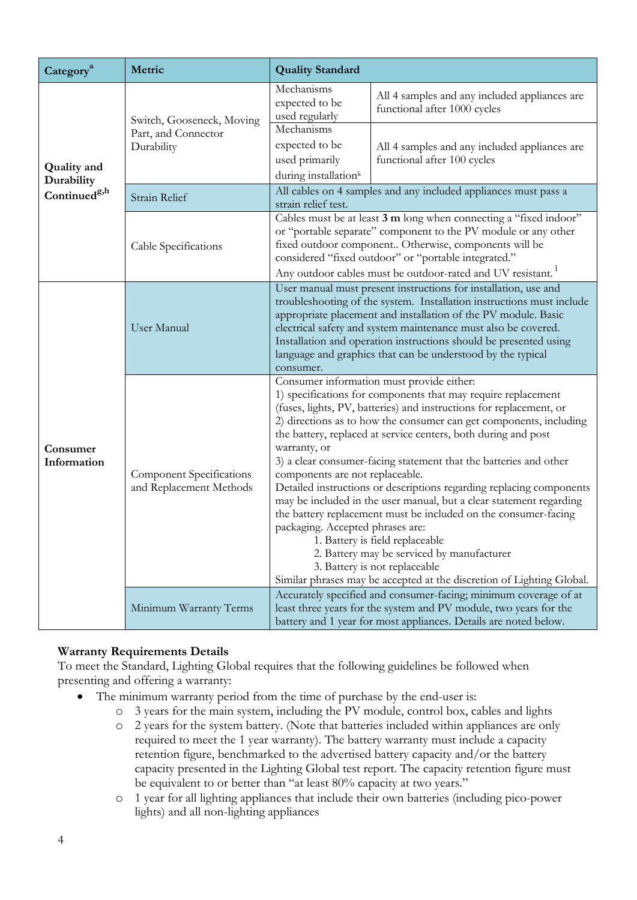| Category[a] | Metric | Quality Standard | |
|---|---|---|---|
| **Quality and Durability Continued[g,h]** | Switch, Gooseneck, Moving Part, and Connector Durability | Mechanisms expected to be used regularly | All 4 samples and any included appliances are functional after 1000 cycles |
| | | Mechanisms expected to be used primarily during installation[k] | All 4 samples and any included appliances are functional after 100 cycles |
| | Strain Relief | All cables on 4 samples and any included appliances must pass a strain relief test. | |
| | Cable Specifications | Cables must be at least **3 m** long when connecting a "fixed indoor" or "portable separate" component to the PV module or any other fixed outdoor component.. Otherwise, components will be considered "fixed outdoor" or "portable integrated." Any outdoor cables must be outdoor-rated and UV resistant.[l] | |
| **Consumer Information** | User Manual | User manual must present instructions for installation, use and troubleshooting of the system. Installation instructions must include appropriate placement and installation of the PV module. Basic electrical safety and system maintenance must also be covered. Installation and operation instructions should be presented using language and graphics that can be understood by the typical consumer. | |
| | Component Specifications and Replacement Methods | Consumer information must provide either: 1) specifications for components that may require replacement (fuses, lights, PV, batteries) and instructions for replacement, or 2) directions as to how the consumer can get components, including the battery, replaced at service centers, both during and post warranty, or 3) a clear consumer-facing statement that the batteries and other components are not replaceable. Detailed instructions or descriptions regarding replacing components may be included in the user manual, but a clear statement regarding the battery replacement must be included on the consumer-facing packaging. Accepted phrases are: 1. Battery is field replaceable 2. Battery may be serviced by manufacturer 3. Battery is not replaceable Similar phrases may be accepted at the discretion of Lighting Global. | |
| | Minimum Warranty Terms | Accurately specified and consumer-facing; minimum coverage of at least three years for the system and PV module, two years for the battery and 1 year for most appliances. Details are noted below. | |

**Warranty Requirements Details**

To meet the Standard, Lighting Global requires that the following guidelines be followed when presenting and offering a warranty:

- The minimum warranty period from the time of purchase by the end-user is:
  - 3 years for the main system, including the PV module, control box, cables and lights
  - 2 years for the system battery. (Note that batteries included within appliances are only required to meet the 1 year warranty). The battery warranty must include a capacity retention figure, benchmarked to the advertised battery capacity and/or the battery capacity presented in the Lighting Global test report. The capacity retention figure must be equivalent to or better than "at least 80% capacity at two years."
  - 1 year for all lighting appliances that include their own batteries (including pico-power lights) and all non-lighting appliances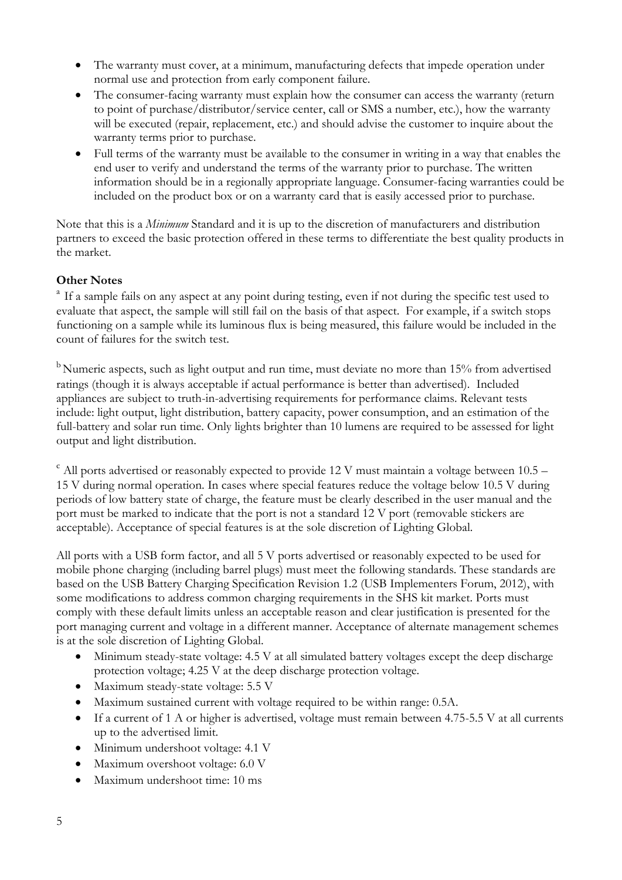- The warranty must cover, at a minimum, manufacturing defects that impede operation under normal use and protection from early component failure.
- The consumer-facing warranty must explain how the consumer can access the warranty (return to point of purchase/distributor/service center, call or SMS a number, etc.), how the warranty will be executed (repair, replacement, etc.) and should advise the customer to inquire about the warranty terms prior to purchase.
- Full terms of the warranty must be available to the consumer in writing in a way that enables the end user to verify and understand the terms of the warranty prior to purchase. The written information should be in a regionally appropriate language. Consumer-facing warranties could be included on the product box or on a warranty card that is easily accessed prior to purchase.

Note that this is a *Minimum* Standard and it is up to the discretion of manufacturers and distribution partners to exceed the basic protection offered in these terms to differentiate the best quality products in the market.

**Other Notes**

[a] If a sample fails on any aspect at any point during testing, even if not during the specific test used to evaluate that aspect, the sample will still fail on the basis of that aspect. For example, if a switch stops functioning on a sample while its luminous flux is being measured, this failure would be included in the count of failures for the switch test.

[b] Numeric aspects, such as light output and run time, must deviate no more than 15% from advertised ratings (though it is always acceptable if actual performance is better than advertised). Included appliances are subject to truth-in-advertising requirements for performance claims. Relevant tests include: light output, light distribution, battery capacity, power consumption, and an estimation of the full-battery and solar run time. Only lights brighter than 10 lumens are required to be assessed for light output and light distribution.

[c] All ports advertised or reasonably expected to provide 12 V must maintain a voltage between 10.5 – 15 V during normal operation. In cases where special features reduce the voltage below 10.5 V during periods of low battery state of charge, the feature must be clearly described in the user manual and the port must be marked to indicate that the port is not a standard 12 V port (removable stickers are acceptable). Acceptance of special features is at the sole discretion of Lighting Global.

All ports with a USB form factor, and all 5 V ports advertised or reasonably expected to be used for mobile phone charging (including barrel plugs) must meet the following standards. These standards are based on the USB Battery Charging Specification Revision 1.2 (USB Implementers Forum, 2012), with some modifications to address common charging requirements in the SHS kit market. Ports must comply with these default limits unless an acceptable reason and clear justification is presented for the port managing current and voltage in a different manner. Acceptance of alternate management schemes is at the sole discretion of Lighting Global.

- Minimum steady-state voltage: 4.5 V at all simulated battery voltages except the deep discharge protection voltage; 4.25 V at the deep discharge protection voltage.
- Maximum steady-state voltage: 5.5 V
- Maximum sustained current with voltage required to be within range: 0.5A.
- If a current of 1 A or higher is advertised, voltage must remain between 4.75-5.5 V at all currents up to the advertised limit.
- Minimum undershoot voltage: 4.1 V
- Maximum overshoot voltage: 6.0 V
- Maximum undershoot time: 10 ms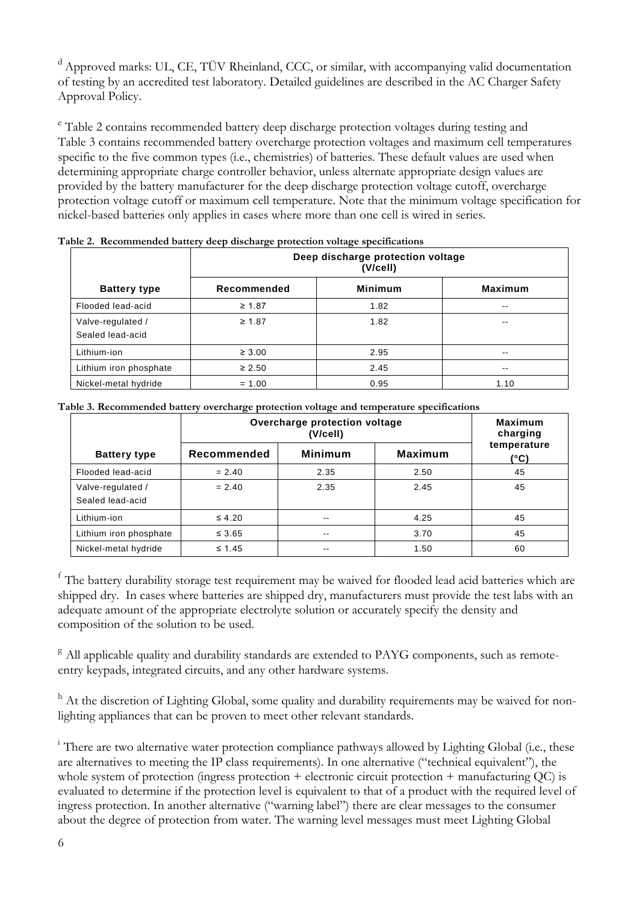[d] Approved marks: UL, CE, TÜV Rheinland, CCC, or similar, with accompanying valid documentation of testing by an accredited test laboratory. Detailed guidelines are described in the AC Charger Safety Approval Policy.

[e] Table 2 contains recommended battery deep discharge protection voltages during testing and Table 3 contains recommended battery overcharge protection voltages and maximum cell temperatures specific to the five common types (i.e., chemistries) of batteries. These default values are used when determining appropriate charge controller behavior, unless alternate appropriate design values are provided by the battery manufacturer for the deep discharge protection voltage cutoff, overcharge protection voltage cutoff or maximum cell temperature. Note that the minimum voltage specification for nickel-based batteries only applies in cases where more than one cell is wired in series.

**Table 2. Recommended battery deep discharge protection voltage specifications**

| | Deep discharge protection voltage (V/cell) | | |
|---|---|---|---|
| **Battery type** | **Recommended** | **Minimum** | **Maximum** |
| Flooded lead-acid | ≥ 1.87 | 1.82 | -- |
| Valve-regulated / Sealed lead-acid | ≥ 1.87 | 1.82 | -- |
| Lithium-ion | ≥ 3.00 | 2.95 | -- |
| Lithium iron phosphate | ≥ 2.50 | 2.45 | -- |
| Nickel-metal hydride | = 1.00 | 0.95 | 1.10 |

**Table 3. Recommended battery overcharge protection voltage and temperature specifications**

| | Overcharge protection voltage (V/cell) | | | Maximum charging temperature (°C) |
|---|---|---|---|---|
| **Battery type** | **Recommended** | **Minimum** | **Maximum** | |
| Flooded lead-acid | = 2.40 | 2.35 | 2.50 | 45 |
| Valve-regulated / Sealed lead-acid | = 2.40 | 2.35 | 2.45 | 45 |
| Lithium-ion | ≤ 4.20 | -- | 4.25 | 45 |
| Lithium iron phosphate | ≤ 3.65 | -- | 3.70 | 45 |
| Nickel-metal hydride | ≤ 1.45 | -- | 1.50 | 60 |

[f] The battery durability storage test requirement may be waived for flooded lead acid batteries which are shipped dry. In cases where batteries are shipped dry, manufacturers must provide the test labs with an adequate amount of the appropriate electrolyte solution or accurately specify the density and composition of the solution to be used.

[g] All applicable quality and durability standards are extended to PAYG components, such as remote-entry keypads, integrated circuits, and any other hardware systems.

[h] At the discretion of Lighting Global, some quality and durability requirements may be waived for non-lighting appliances that can be proven to meet other relevant standards.

[i] There are two alternative water protection compliance pathways allowed by Lighting Global (i.e., these are alternatives to meeting the IP class requirements). In one alternative ("technical equivalent"), the whole system of protection (ingress protection + electronic circuit protection + manufacturing QC) is evaluated to determine if the protection level is equivalent to that of a product with the required level of ingress protection. In another alternative ("warning label") there are clear messages to the consumer about the degree of protection from water. The warning level messages must meet Lighting Global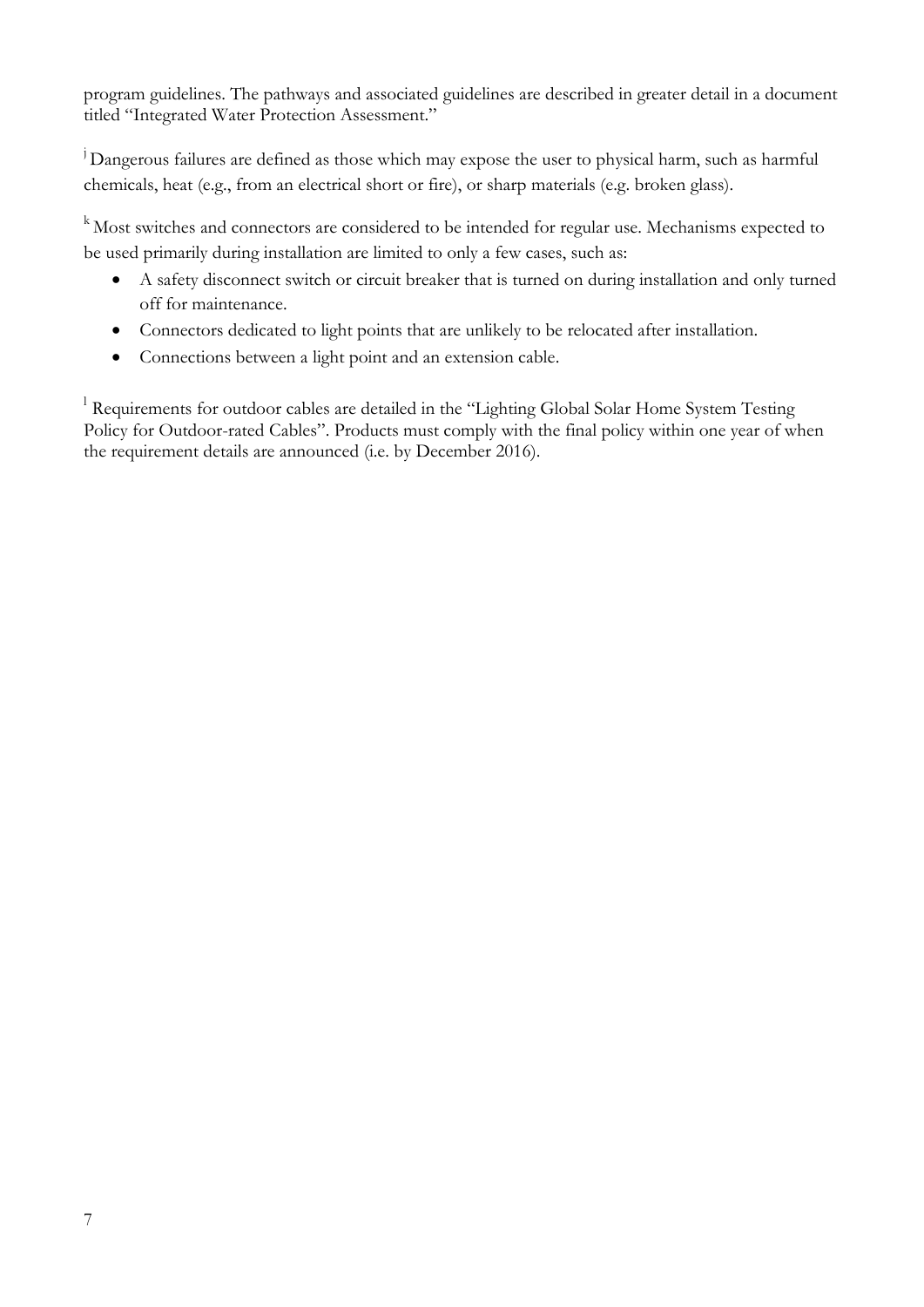program guidelines. The pathways and associated guidelines are described in greater detail in a document titled "Integrated Water Protection Assessment."

[j] Dangerous failures are defined as those which may expose the user to physical harm, such as harmful chemicals, heat (e.g., from an electrical short or fire), or sharp materials (e.g. broken glass).

[k] Most switches and connectors are considered to be intended for regular use. Mechanisms expected to be used primarily during installation are limited to only a few cases, such as:

- A safety disconnect switch or circuit breaker that is turned on during installation and only turned off for maintenance.
- Connectors dedicated to light points that are unlikely to be relocated after installation.
- Connections between a light point and an extension cable.

[l] Requirements for outdoor cables are detailed in the "Lighting Global Solar Home System Testing Policy for Outdoor-rated Cables". Products must comply with the final policy within one year of when the requirement details are announced (i.e. by December 2016).